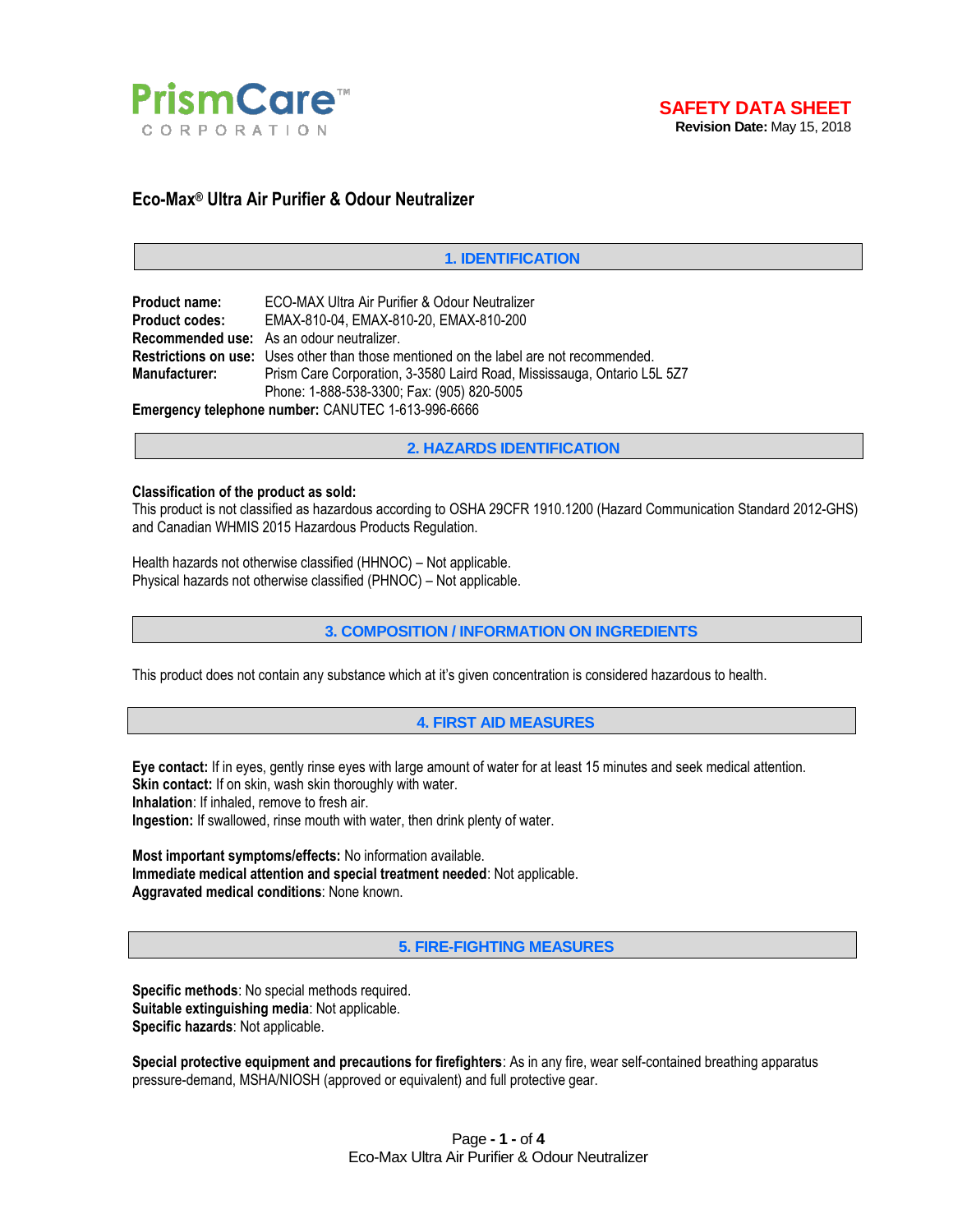PrismCare™ CORPORATION

**SAFETY DATA SHEET**
**Revision Date:** May 15, 2018

# Eco-Max® Ultra Air Purifier & Odour Neutralizer

## 1. IDENTIFICATION

**Product name:** ECO-MAX Ultra Air Purifier & Odour Neutralizer
**Product codes:** EMAX-810-04, EMAX-810-20, EMAX-810-200
**Recommended use:** As an odour neutralizer.
**Restrictions on use:** Uses other than those mentioned on the label are not recommended.
**Manufacturer:** Prism Care Corporation, 3-3580 Laird Road, Mississauga, Ontario L5L 5Z7
Phone: 1-888-538-3300; Fax: (905) 820-5005
**Emergency telephone number:** CANUTEC 1-613-996-6666

## 2. HAZARDS IDENTIFICATION

**Classification of the product as sold:**
This product is not classified as hazardous according to OSHA 29CFR 1910.1200 (Hazard Communication Standard 2012-GHS) and Canadian WHMIS 2015 Hazardous Products Regulation.

Health hazards not otherwise classified (HHNOC) – Not applicable.
Physical hazards not otherwise classified (PHNOC) – Not applicable.

## 3. COMPOSITION / INFORMATION ON INGREDIENTS

This product does not contain any substance which at it's given concentration is considered hazardous to health.

## 4. FIRST AID MEASURES

**Eye contact:** If in eyes, gently rinse eyes with large amount of water for at least 15 minutes and seek medical attention.
**Skin contact:** If on skin, wash skin thoroughly with water.
**Inhalation**: If inhaled, remove to fresh air.
**Ingestion:** If swallowed, rinse mouth with water, then drink plenty of water.

**Most important symptoms/effects:** No information available.
**Immediate medical attention and special treatment needed**: Not applicable.
**Aggravated medical conditions**: None known.

## 5. FIRE-FIGHTING MEASURES

**Specific methods**: No special methods required.
**Suitable extinguishing media**: Not applicable.
**Specific hazards**: Not applicable.

**Special protective equipment and precautions for firefighters**: As in any fire, wear self-contained breathing apparatus pressure-demand, MSHA/NIOSH (approved or equivalent) and full protective gear.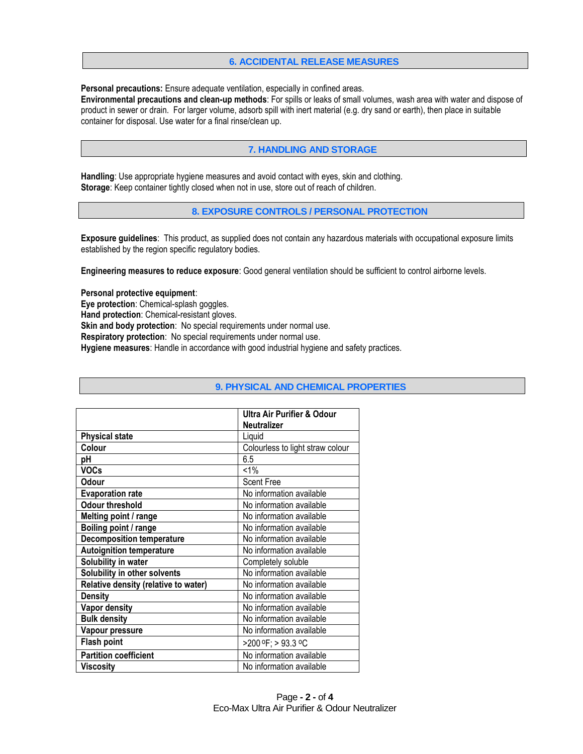## 6. ACCIDENTAL RELEASE MEASURES

**Personal precautions:** Ensure adequate ventilation, especially in confined areas.
**Environmental precautions and clean-up methods**: For spills or leaks of small volumes, wash area with water and dispose of product in sewer or drain. For larger volume, adsorb spill with inert material (e.g. dry sand or earth), then place in suitable container for disposal. Use water for a final rinse/clean up.

## 7. HANDLING AND STORAGE

**Handling**: Use appropriate hygiene measures and avoid contact with eyes, skin and clothing.
**Storage**: Keep container tightly closed when not in use, store out of reach of children.

## 8. EXPOSURE CONTROLS / PERSONAL PROTECTION

**Exposure guidelines**: This product, as supplied does not contain any hazardous materials with occupational exposure limits established by the region specific regulatory bodies.

**Engineering measures to reduce exposure**: Good general ventilation should be sufficient to control airborne levels.

**Personal protective equipment**:
**Eye protection**: Chemical-splash goggles.
**Hand protection**: Chemical-resistant gloves.
**Skin and body protection**: No special requirements under normal use.
**Respiratory protection**: No special requirements under normal use.
**Hygiene measures**: Handle in accordance with good industrial hygiene and safety practices.

## 9. PHYSICAL AND CHEMICAL PROPERTIES

| | Ultra Air Purifier & Odour Neutralizer |
|---|---|
| **Physical state** | Liquid |
| **Colour** | Colourless to light straw colour |
| **pH** | 6.5 |
| **VOCs** | <1% |
| **Odour** | Scent Free |
| **Evaporation rate** | No information available |
| **Odour threshold** | No information available |
| **Melting point / range** | No information available |
| **Boiling point / range** | No information available |
| **Decomposition temperature** | No information available |
| **Autoignition temperature** | No information available |
| **Solubility in water** | Completely soluble |
| **Solubility in other solvents** | No information available |
| **Relative density (relative to water)** | No information available |
| **Density** | No information available |
| **Vapor density** | No information available |
| **Bulk density** | No information available |
| **Vapour pressure** | No information available |
| **Flash point** | >200 ºF; > 93.3 ºC |
| **Partition coefficient** | No information available |
| **Viscosity** | No information available |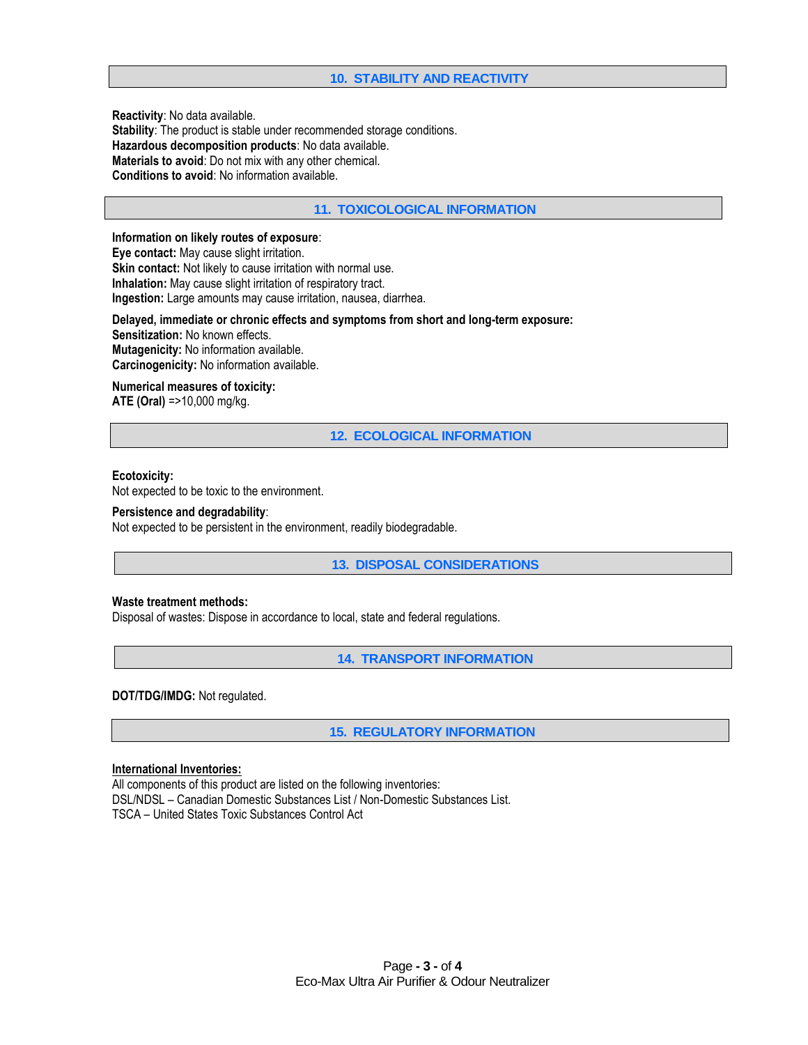## 10. STABILITY AND REACTIVITY

**Reactivity**: No data available.
**Stability**: The product is stable under recommended storage conditions.
**Hazardous decomposition products**: No data available.
**Materials to avoid**: Do not mix with any other chemical.
**Conditions to avoid**: No information available.

## 11. TOXICOLOGICAL INFORMATION

**Information on likely routes of exposure**:
**Eye contact:** May cause slight irritation.
**Skin contact:** Not likely to cause irritation with normal use.
**Inhalation:** May cause slight irritation of respiratory tract.
**Ingestion:** Large amounts may cause irritation, nausea, diarrhea.

**Delayed, immediate or chronic effects and symptoms from short and long-term exposure:**
**Sensitization:** No known effects.
**Mutagenicity:** No information available.
**Carcinogenicity:** No information available.

**Numerical measures of toxicity:**
**ATE (Oral)** =>10,000 mg/kg.

## 12. ECOLOGICAL INFORMATION

**Ecotoxicity:**
Not expected to be toxic to the environment.

**Persistence and degradability**:
Not expected to be persistent in the environment, readily biodegradable.

## 13. DISPOSAL CONSIDERATIONS

**Waste treatment methods:**
Disposal of wastes: Dispose in accordance to local, state and federal regulations.

## 14. TRANSPORT INFORMATION

**DOT/TDG/IMDG:** Not regulated.

## 15. REGULATORY INFORMATION

**International Inventories:**
All components of this product are listed on the following inventories:
DSL/NDSL – Canadian Domestic Substances List / Non-Domestic Substances List.
TSCA – United States Toxic Substances Control Act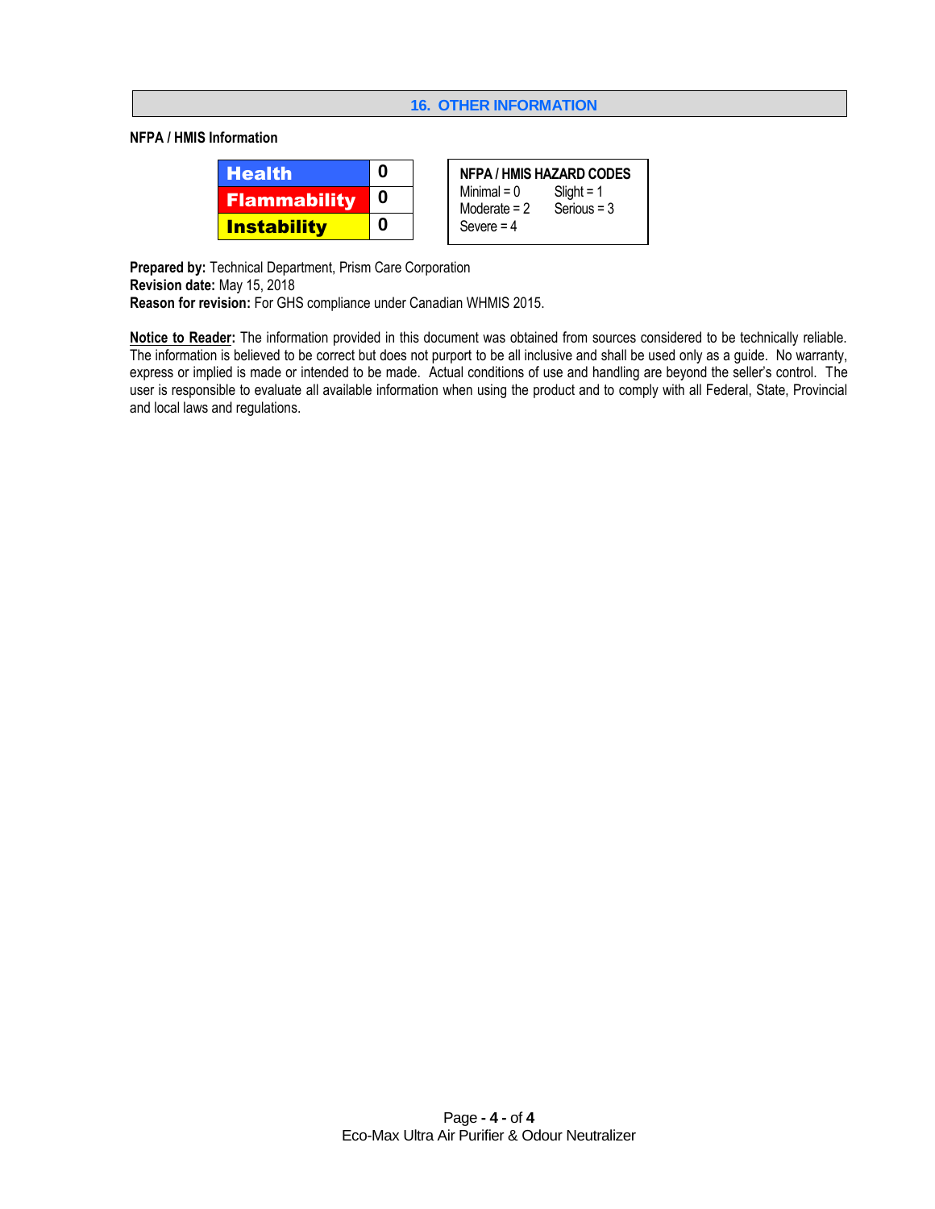## 16. OTHER INFORMATION

**NFPA / HMIS Information**

| | |
|---|---|
| **Health** | **0** |
| **Flammability** | **0** |
| **Instability** | **0** |

**NFPA / HMIS HAZARD CODES**

| | |
|---|---|
| Minimal = 0 | Slight = 1 |
| Moderate = 2 | Serious = 3 |
| Severe = 4 | |

**Prepared by:** Technical Department, Prism Care Corporation
**Revision date:** May 15, 2018
**Reason for revision:** For GHS compliance under Canadian WHMIS 2015.

**Notice to Reader:** The information provided in this document was obtained from sources considered to be technically reliable. The information is believed to be correct but does not purport to be all inclusive and shall be used only as a guide. No warranty, express or implied is made or intended to be made. Actual conditions of use and handling are beyond the seller's control. The user is responsible to evaluate all available information when using the product and to comply with all Federal, State, Provincial and local laws and regulations.